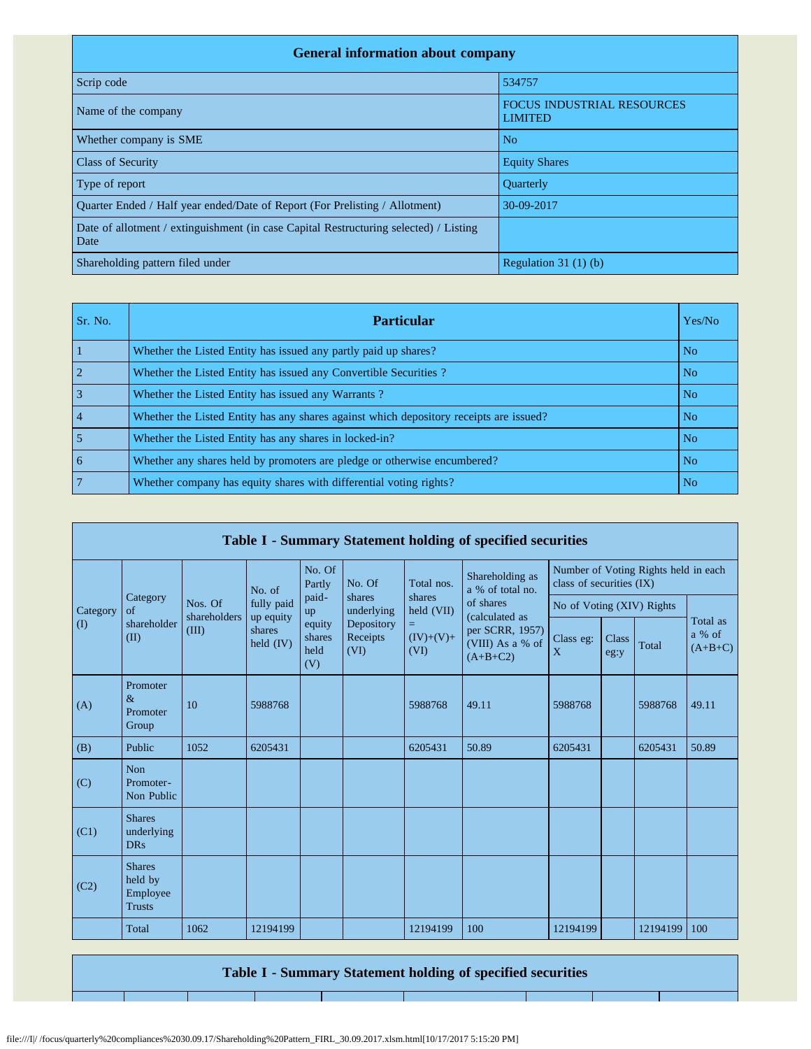| General information about company | |
|---|---|
| Scrip code | 534757 |
| Name of the company | FOCUS INDUSTRIAL RESOURCES LIMITED |
| Whether company is SME | No |
| Class of Security | Equity Shares |
| Type of report | Quarterly |
| Quarter Ended / Half year ended/Date of Report (For Prelisting / Allotment) | 30-09-2017 |
| Date of allotment / extinguishment (in case Capital Restructuring selected) / Listing Date | |
| Shareholding pattern filed under | Regulation 31 (1) (b) |

| Sr. No. | Particular | Yes/No |
|---|---|---|
| 1 | Whether the Listed Entity has issued any partly paid up shares? | No |
| 2 | Whether the Listed Entity has issued any Convertible Securities ? | No |
| 3 | Whether the Listed Entity has issued any Warrants ? | No |
| 4 | Whether the Listed Entity has any shares against which depository receipts are issued? | No |
| 5 | Whether the Listed Entity has any shares in locked-in? | No |
| 6 | Whether any shares held by promoters are pledge or otherwise encumbered? | No |
| 7 | Whether company has equity shares with differential voting rights? | No |

**Table I - Summary Statement holding of specified securities**

| Category (I) | Category of shareholder (II) | Nos. Of shareholders (III) | No. of fully paid up equity shares held (IV) | No. Of Partly paid-up equity shares held (V) | No. Of shares underlying Depository Receipts (VI) | Total nos. shares held (VII) = (IV)+(V)+ (VI) | Shareholding as a % of total no. of shares (calculated as per SCRR, 1957) (VIII) As a % of (A+B+C2) | Number of Voting Rights held in each class of securities (IX) | | | |
|---|---|---|---|---|---|---|---|---|---|---|---|
| | | | | | | | | No of Voting (XIV) Rights | | | Total as a % of (A+B+C) |
| | | | | | | | | Class eg: X | Class eg:y | Total | |
| (A) | Promoter & Promoter Group | 10 | 5988768 | | | 5988768 | 49.11 | 5988768 | | 5988768 | 49.11 |
| (B) | Public | 1052 | 6205431 | | | 6205431 | 50.89 | 6205431 | | 6205431 | 50.89 |
| (C) | Non Promoter- Non Public | | | | | | | | | | |
| (C1) | Shares underlying DRs | | | | | | | | | | |
| (C2) | Shares held by Employee Trusts | | | | | | | | | | |
| | Total | 1062 | 12194199 | | | 12194199 | 100 | 12194199 | | 12194199 | 100 |

**Table I - Summary Statement holding of specified securities**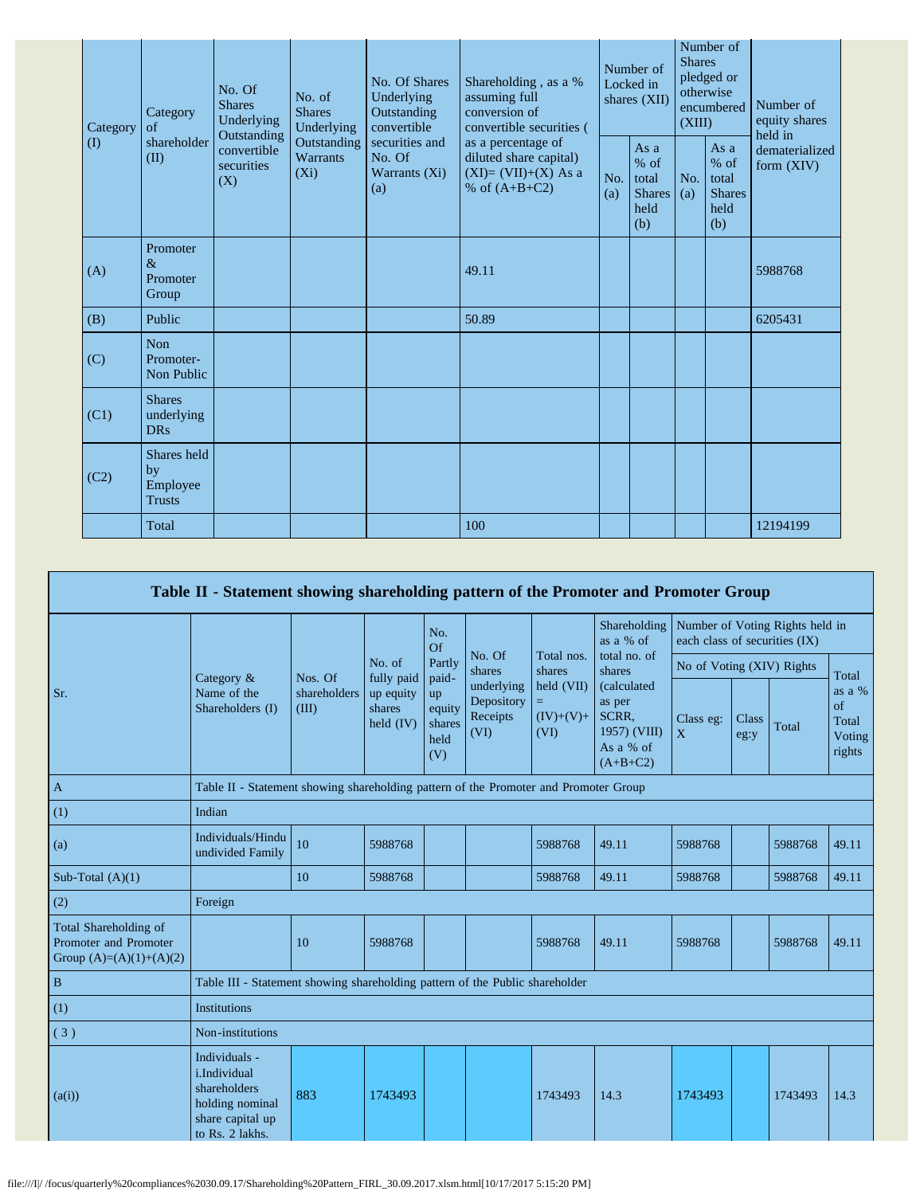| Category (I) | Category of shareholder (II) | No. Of Shares Underlying Outstanding convertible securities (X) | No. of Shares Underlying Outstanding Warrants (Xi) | No. Of Shares Underlying Outstanding convertible securities and No. Of Warrants (Xi) (a) | Shareholding , as a % assuming full conversion of convertible securities ( as a percentage of diluted share capital) (XI)= (VII)+(X) As a % of (A+B+C2) | Number of Locked in shares (XII) | | Number of Shares pledged or otherwise encumbered (XIII) | | Number of equity shares held in dematerialized form (XIV) |
|---|---|---|---|---|---|---|---|---|---|---|
| | | | | | | No. (a) | As a % of total Shares held (b) | No. (a) | As a % of total Shares held (b) | |
| (A) | Promoter & Promoter Group | | | | 49.11 | | | | | 5988768 |
| (B) | Public | | | | 50.89 | | | | | 6205431 |
| (C) | Non Promoter- Non Public | | | | | | | | | |
| (C1) | Shares underlying DRs | | | | | | | | | |
| (C2) | Shares held by Employee Trusts | | | | | | | | | |
| | Total | | | | 100 | | | | | 12194199 |

## Table II - Statement showing shareholding pattern of the Promoter and Promoter Group

| Sr. | Category & Name of the Shareholders (I) | Nos. Of shareholders (III) | No. of fully paid up equity shares held (IV) | No. Of Partly paid-up equity shares held (V) | No. Of shares underlying Depository Receipts (VI) | Total nos. shares held (VII) = (IV)+(V)+ (VI) | Shareholding as a % of total no. of shares (calculated as per SCRR, 1957) (VIII) As a % of (A+B+C2) | Number of Voting Rights held in each class of securities (IX) | | | |
|---|---|---|---|---|---|---|---|---|---|---|---|
| | | | | | | | | No of Voting (XIV) Rights | | | Total as a % of Total Voting rights |
| | | | | | | | | Class eg: X | Class eg:y | Total | |
| A | Table II - Statement showing shareholding pattern of the Promoter and Promoter Group | | | | | | | | | | |
| (1) | Indian | | | | | | | | | | |
| (a) | Individuals/Hindu undivided Family | 10 | 5988768 | | | 5988768 | 49.11 | 5988768 | | 5988768 | 49.11 |
| Sub-Total (A)(1) | | 10 | 5988768 | | | 5988768 | 49.11 | 5988768 | | 5988768 | 49.11 |
| (2) | Foreign | | | | | | | | | | |
| Total Shareholding of Promoter and Promoter Group (A)=(A)(1)+(A)(2) | | 10 | 5988768 | | | 5988768 | 49.11 | 5988768 | | 5988768 | 49.11 |
| B | Table III - Statement showing shareholding pattern of the Public shareholder | | | | | | | | | | |
| (1) | Institutions | | | | | | | | | | |
| ( 3 ) | Non-institutions | | | | | | | | | | |
| (a(i)) | Individuals - i.Individual shareholders holding nominal share capital up to Rs. 2 lakhs. | 883 | 1743493 | | | 1743493 | 14.3 | 1743493 | | 1743493 | 14.3 |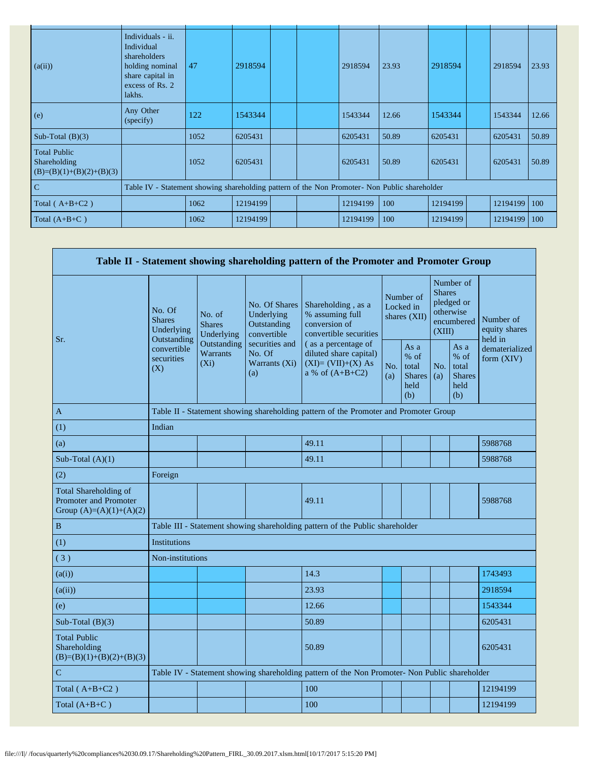| (a(ii)) | Individuals - ii. Individual shareholders holding nominal share capital in excess of Rs. 2 lakhs. | 47 | 2918594 | | | 2918594 | 23.93 | 2918594 | | 2918594 | 23.93 |
|---|---|---|---|---|---|---|---|---|---|---|---|
| (e) | Any Other (specify) | 122 | 1543344 | | | 1543344 | 12.66 | 1543344 | | 1543344 | 12.66 |
| Sub-Total (B)(3) | | 1052 | 6205431 | | | 6205431 | 50.89 | 6205431 | | 6205431 | 50.89 |
| Total Public Shareholding (B)=(B)(1)+(B)(2)+(B)(3) | | 1052 | 6205431 | | | 6205431 | 50.89 | 6205431 | | 6205431 | 50.89 |
| C | Table IV - Statement showing shareholding pattern of the Non Promoter- Non Public shareholder | | | | | | | | | | |
| Total ( A+B+C2 ) | | 1062 | 12194199 | | | 12194199 | 100 | 12194199 | | 12194199 | 100 |
| Total (A+B+C ) | | 1062 | 12194199 | | | 12194199 | 100 | 12194199 | | 12194199 | 100 |

## Table II - Statement showing shareholding pattern of the Promoter and Promoter Group

| Sr. | No. Of Shares Underlying Outstanding convertible securities (X) | No. of Shares Underlying Outstanding Warrants (Xi) | No. Of Shares Underlying Outstanding convertible securities and No. Of Warrants (Xi) (a) | Shareholding , as a % assuming full conversion of convertible securities ( as a percentage of diluted share capital) (XI)= (VII)+(X) As a % of (A+B+C2) | Number of Locked in shares (XII) | | Number of Shares pledged or otherwise encumbered (XIII) | | Number of equity shares held in dematerialized form (XIV) |
|---|---|---|---|---|---|---|---|---|---|
| | | | | | No. (a) | As a % of total Shares held (b) | No. (a) | As a % of total Shares held (b) | |
| A | Table II - Statement showing shareholding pattern of the Promoter and Promoter Group | | | | | | | | |
| (1) | Indian | | | | | | | | |
| (a) | | | | 49.11 | | | | | 5988768 |
| Sub-Total (A)(1) | | | | 49.11 | | | | | 5988768 |
| (2) | Foreign | | | | | | | | |
| Total Shareholding of Promoter and Promoter Group (A)=(A)(1)+(A)(2) | | | | 49.11 | | | | | 5988768 |
| B | Table III - Statement showing shareholding pattern of the Public shareholder | | | | | | | | |
| (1) | Institutions | | | | | | | | |
| ( 3 ) | Non-institutions | | | | | | | | |
| (a(i)) | | | | 14.3 | | | | | 1743493 |
| (a(ii)) | | | | 23.93 | | | | | 2918594 |
| (e) | | | | 12.66 | | | | | 1543344 |
| Sub-Total (B)(3) | | | | 50.89 | | | | | 6205431 |
| Total Public Shareholding (B)=(B)(1)+(B)(2)+(B)(3) | | | | 50.89 | | | | | 6205431 |
| C | Table IV - Statement showing shareholding pattern of the Non Promoter- Non Public shareholder | | | | | | | | |
| Total ( A+B+C2 ) | | | | 100 | | | | | 12194199 |
| Total (A+B+C ) | | | | 100 | | | | | 12194199 |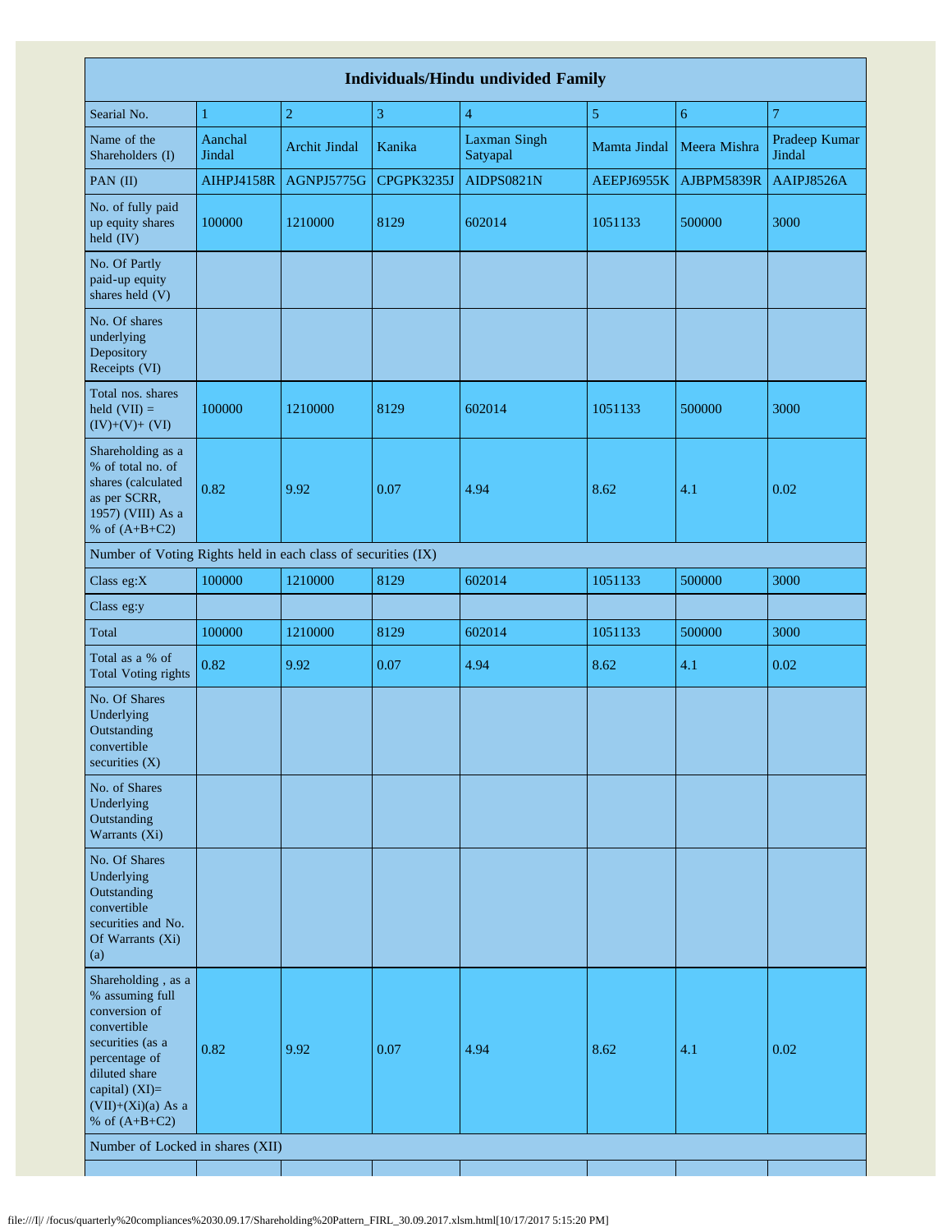| Individuals/Hindu undivided Family | | | | | | | |
|---|---|---|---|---|---|---|---|
| Searial No. | 1 | 2 | 3 | 4 | 5 | 6 | 7 |
| Name of the Shareholders (I) | Aanchal Jindal | Archit Jindal | Kanika | Laxman Singh Satyapal | Mamta Jindal | Meera Mishra | Pradeep Kumar Jindal |
| PAN (II) | AIHPJ4158R | AGNPJ5775G | CPGPK3235J | AIDPS0821N | AEEPJ6955K | AJBPM5839R | AAIPJ8526A |
| No. of fully paid up equity shares held (IV) | 100000 | 1210000 | 8129 | 602014 | 1051133 | 500000 | 3000 |
| No. Of Partly paid-up equity shares held (V) | | | | | | | |
| No. Of shares underlying Depository Receipts (VI) | | | | | | | |
| Total nos. shares held (VII) = (IV)+(V)+ (VI) | 100000 | 1210000 | 8129 | 602014 | 1051133 | 500000 | 3000 |
| Shareholding as a % of total no. of shares (calculated as per SCRR, 1957) (VIII) As a % of (A+B+C2) | 0.82 | 9.92 | 0.07 | 4.94 | 8.62 | 4.1 | 0.02 |
| Number of Voting Rights held in each class of securities (IX) | | | | | | | |
| Class eg:X | 100000 | 1210000 | 8129 | 602014 | 1051133 | 500000 | 3000 |
| Class eg:y | | | | | | | |
| Total | 100000 | 1210000 | 8129 | 602014 | 1051133 | 500000 | 3000 |
| Total as a % of Total Voting rights | 0.82 | 9.92 | 0.07 | 4.94 | 8.62 | 4.1 | 0.02 |
| No. Of Shares Underlying Outstanding convertible securities (X) | | | | | | | |
| No. of Shares Underlying Outstanding Warrants (Xi) | | | | | | | |
| No. Of Shares Underlying Outstanding convertible securities and No. Of Warrants (Xi) (a) | | | | | | | |
| Shareholding , as a % assuming full conversion of convertible securities (as a percentage of diluted share capital) (XI)= (VII)+(Xi)(a) As a % of (A+B+C2) | 0.82 | 9.92 | 0.07 | 4.94 | 8.62 | 4.1 | 0.02 |
| Number of Locked in shares (XII) | | | | | | | |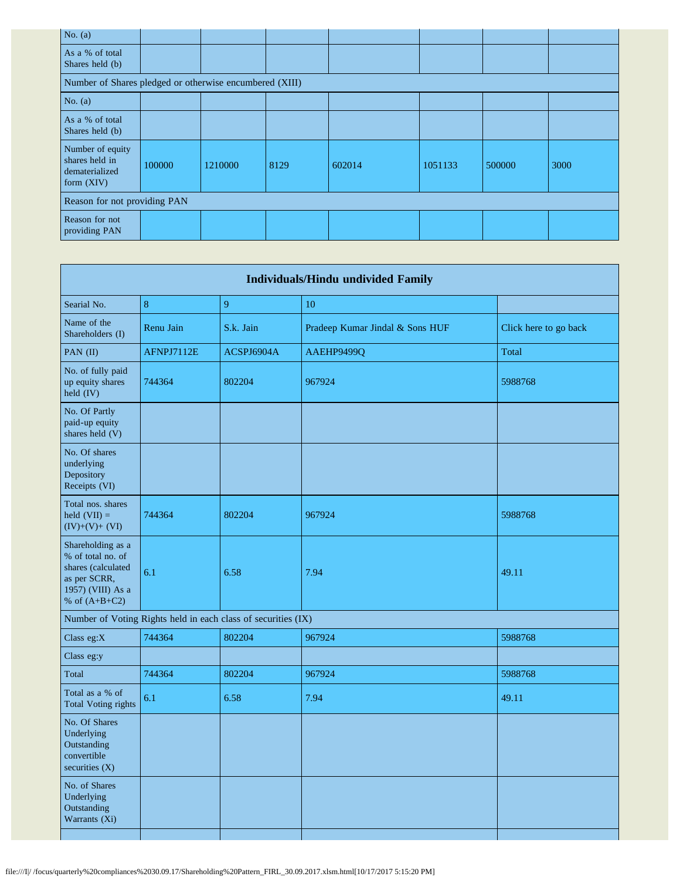| No. (a) | | | | | | | |
|---|---|---|---|---|---|---|---|
| As a % of total Shares held (b) | | | | | | | |
| Number of Shares pledged or otherwise encumbered (XIII) | | | | | | | |
| No. (a) | | | | | | | |
| As a % of total Shares held (b) | | | | | | | |
| Number of equity shares held in dematerialized form (XIV) | 100000 | 1210000 | 8129 | 602014 | 1051133 | 500000 | 3000 |
| Reason for not providing PAN | | | | | | | |
| Reason for not providing PAN | | | | | | | |

| Individuals/Hindu undivided Family | | | | |
|---|---|---|---|---|
| Searial No. | 8 | 9 | 10 | |
| Name of the Shareholders (I) | Renu Jain | S.k. Jain | Pradeep Kumar Jindal & Sons HUF | Click here to go back |
| PAN (II) | AFNPJ7112E | ACSPJ6904A | AAEHP9499Q | Total |
| No. of fully paid up equity shares held (IV) | 744364 | 802204 | 967924 | 5988768 |
| No. Of Partly paid-up equity shares held (V) | | | | |
| No. Of shares underlying Depository Receipts (VI) | | | | |
| Total nos. shares held (VII) = (IV)+(V)+ (VI) | 744364 | 802204 | 967924 | 5988768 |
| Shareholding as a % of total no. of shares (calculated as per SCRR, 1957) (VIII) As a % of (A+B+C2) | 6.1 | 6.58 | 7.94 | 49.11 |
| Number of Voting Rights held in each class of securities (IX) | | | | |
| Class eg:X | 744364 | 802204 | 967924 | 5988768 |
| Class eg:y | | | | |
| Total | 744364 | 802204 | 967924 | 5988768 |
| Total as a % of Total Voting rights | 6.1 | 6.58 | 7.94 | 49.11 |
| No. Of Shares Underlying Outstanding convertible securities (X) | | | | |
| No. of Shares Underlying Outstanding Warrants (Xi) | | | | |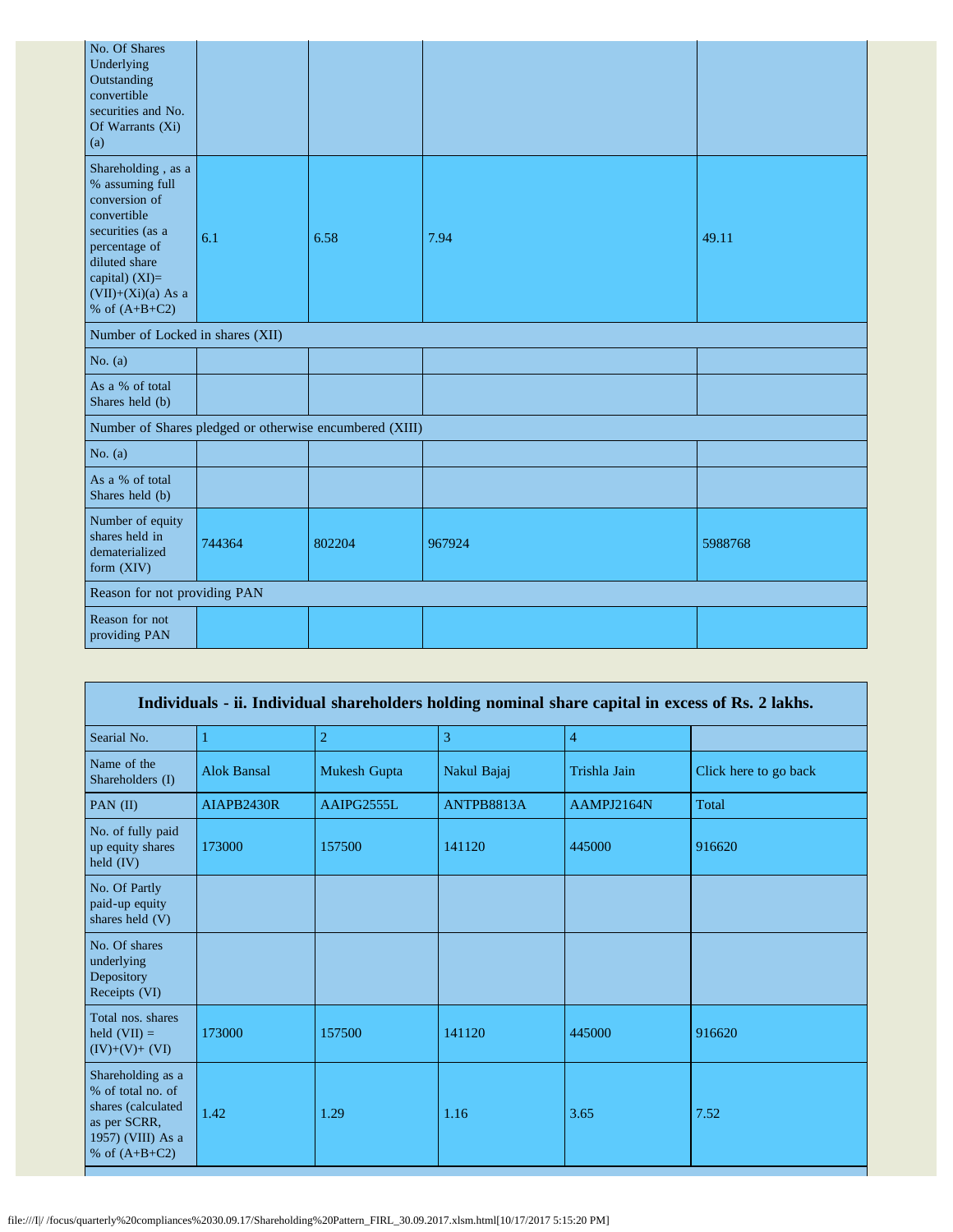| No. Of Shares Underlying Outstanding convertible securities and No. Of Warrants (Xi) (a) | | | | |
|---|---|---|---|---|
| Shareholding , as a % assuming full conversion of convertible securities (as a percentage of diluted share capital) (XI)= (VII)+(Xi)(a) As a % of (A+B+C2) | 6.1 | 6.58 | 7.94 | 49.11 |
| Number of Locked in shares (XII) | | | | |
| No. (a) | | | | |
| As a % of total Shares held (b) | | | | |
| Number of Shares pledged or otherwise encumbered (XIII) | | | | |
| No. (a) | | | | |
| As a % of total Shares held (b) | | | | |
| Number of equity shares held in dematerialized form (XIV) | 744364 | 802204 | 967924 | 5988768 |
| Reason for not providing PAN | | | | |
| Reason for not providing PAN | | | | |

## Individuals - ii. Individual shareholders holding nominal share capital in excess of Rs. 2 lakhs.

| Searial No. | 1 | 2 | 3 | 4 | |
|---|---|---|---|---|---|
| Name of the Shareholders (I) | Alok Bansal | Mukesh Gupta | Nakul Bajaj | Trishla Jain | Click here to go back |
| PAN (II) | AIAPB2430R | AAIPG2555L | ANTPB8813A | AAMPJ2164N | Total |
| No. of fully paid up equity shares held (IV) | 173000 | 157500 | 141120 | 445000 | 916620 |
| No. Of Partly paid-up equity shares held (V) | | | | | |
| No. Of shares underlying Depository Receipts (VI) | | | | | |
| Total nos. shares held (VII) = (IV)+(V)+ (VI) | 173000 | 157500 | 141120 | 445000 | 916620 |
| Shareholding as a % of total no. of shares (calculated as per SCRR, 1957) (VIII) As a % of (A+B+C2) | 1.42 | 1.29 | 1.16 | 3.65 | 7.52 |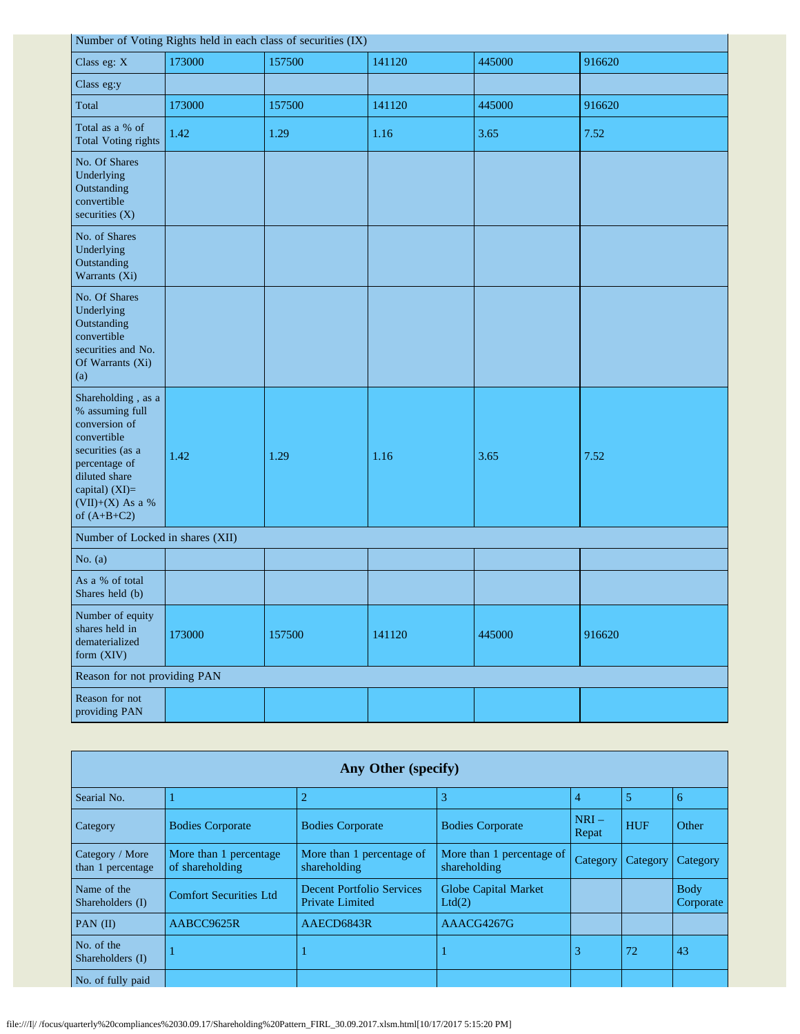| Number of Voting Rights held in each class of securities (IX) | | | | | |
|---|---|---|---|---|---|
| Class eg: X | 173000 | 157500 | 141120 | 445000 | 916620 |
| Class eg:y | | | | | |
| Total | 173000 | 157500 | 141120 | 445000 | 916620 |
| Total as a % of Total Voting rights | 1.42 | 1.29 | 1.16 | 3.65 | 7.52 |
| No. Of Shares Underlying Outstanding convertible securities (X) | | | | | |
| No. of Shares Underlying Outstanding Warrants (Xi) | | | | | |
| No. Of Shares Underlying Outstanding convertible securities and No. Of Warrants (Xi) (a) | | | | | |
| Shareholding , as a % assuming full conversion of convertible securities (as a percentage of diluted share capital) (XI)= (VII)+(X) As a % of (A+B+C2) | 1.42 | 1.29 | 1.16 | 3.65 | 7.52 |
| Number of Locked in shares (XII) | | | | | |
| No. (a) | | | | | |
| As a % of total Shares held (b) | | | | | |
| Number of equity shares held in dematerialized form (XIV) | 173000 | 157500 | 141120 | 445000 | 916620 |
| Reason for not providing PAN | | | | | |
| Reason for not providing PAN | | | | | |

## Any Other (specify)

| Searial No. | 1 | 2 | 3 | 4 | 5 | 6 |
|---|---|---|---|---|---|---|
| Category | Bodies Corporate | Bodies Corporate | Bodies Corporate | NRI – Repat | HUF | Other |
| Category / More than 1 percentage | More than 1 percentage of shareholding | More than 1 percentage of shareholding | More than 1 percentage of shareholding | Category | Category | Category |
| Name of the Shareholders (I) | Comfort Securities Ltd | Decent Portfolio Services Private Limited | Globe Capital Market Ltd(2) | | | Body Corporate |
| PAN (II) | AABCC9625R | AAECD6843R | AAACG4267G | | | |
| No. of the Shareholders (I) | 1 | 1 | 1 | 3 | 72 | 43 |
| No. of fully paid | | | | | | |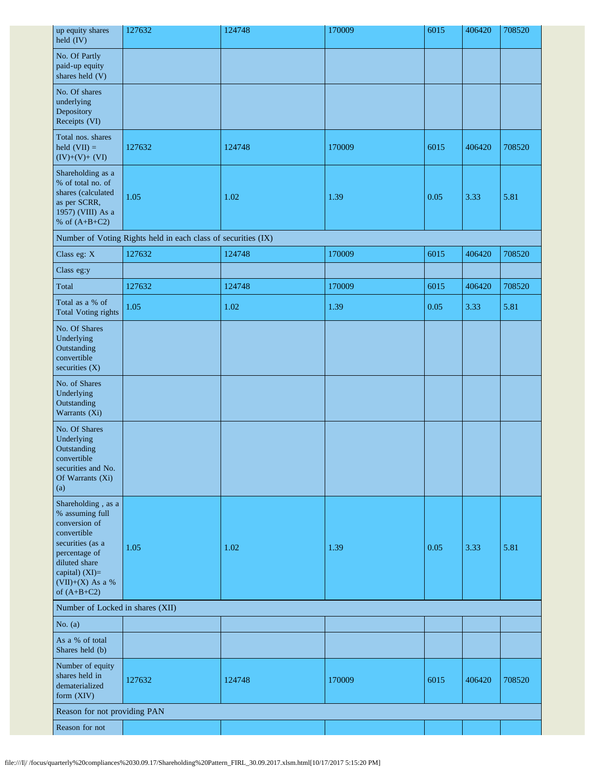| up equity shares held (IV) | 127632 | 124748 | 170009 | 6015 | 406420 | 708520 |
|---|---|---|---|---|---|---|
| No. Of Partly paid-up equity shares held (V) | | | | | | |
| No. Of shares underlying Depository Receipts (VI) | | | | | | |
| Total nos. shares held (VII) = (IV)+(V)+ (VI) | 127632 | 124748 | 170009 | 6015 | 406420 | 708520 |
| Shareholding as a % of total no. of shares (calculated as per SCRR, 1957) (VIII) As a % of (A+B+C2) | 1.05 | 1.02 | 1.39 | 0.05 | 3.33 | 5.81 |
| Number of Voting Rights held in each class of securities (IX) | | | | | | |
| Class eg: X | 127632 | 124748 | 170009 | 6015 | 406420 | 708520 |
| Class eg:y | | | | | | |
| Total | 127632 | 124748 | 170009 | 6015 | 406420 | 708520 |
| Total as a % of Total Voting rights | 1.05 | 1.02 | 1.39 | 0.05 | 3.33 | 5.81 |
| No. Of Shares Underlying Outstanding convertible securities (X) | | | | | | |
| No. of Shares Underlying Outstanding Warrants (Xi) | | | | | | |
| No. Of Shares Underlying Outstanding convertible securities and No. Of Warrants (Xi) (a) | | | | | | |
| Shareholding , as a % assuming full conversion of convertible securities (as a percentage of diluted share capital) (XI)= (VII)+(X) As a % of (A+B+C2) | 1.05 | 1.02 | 1.39 | 0.05 | 3.33 | 5.81 |
| Number of Locked in shares (XII) | | | | | | |
| No. (a) | | | | | | |
| As a % of total Shares held (b) | | | | | | |
| Number of equity shares held in dematerialized form (XIV) | 127632 | 124748 | 170009 | 6015 | 406420 | 708520 |
| Reason for not providing PAN | | | | | | |
| Reason for not | | | | | | |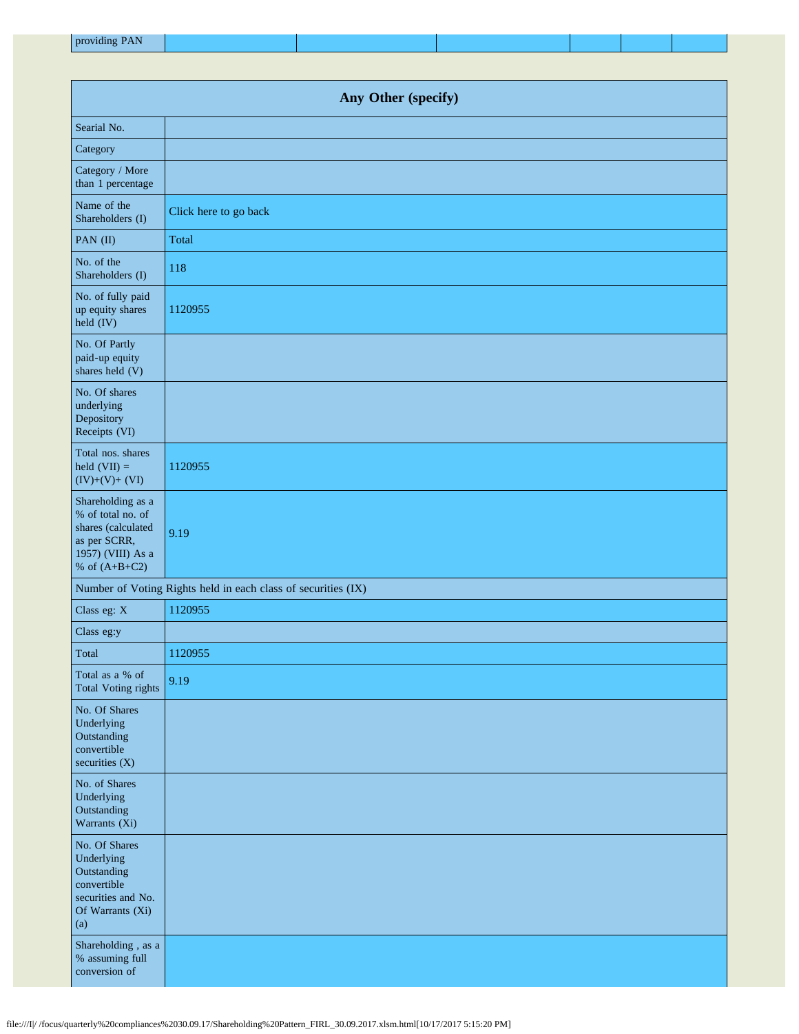| providing PAN | | | | | | |
|---|---|---|---|---|---|---|

| Any Other (specify) | |
|---|---|
| Searial No. | |
| Category | |
| Category / More than 1 percentage | |
| Name of the Shareholders (I) | Click here to go back |
| PAN (II) | Total |
| No. of the Shareholders (I) | 118 |
| No. of fully paid up equity shares held (IV) | 1120955 |
| No. Of Partly paid-up equity shares held (V) | |
| No. Of shares underlying Depository Receipts (VI) | |
| Total nos. shares held (VII) = (IV)+(V)+ (VI) | 1120955 |
| Shareholding as a % of total no. of shares (calculated as per SCRR, 1957) (VIII) As a % of (A+B+C2) | 9.19 |
| Number of Voting Rights held in each class of securities (IX) | |
| Class eg: X | 1120955 |
| Class eg:y | |
| Total | 1120955 |
| Total as a % of Total Voting rights | 9.19 |
| No. Of Shares Underlying Outstanding convertible securities (X) | |
| No. of Shares Underlying Outstanding Warrants (Xi) | |
| No. Of Shares Underlying Outstanding convertible securities and No. Of Warrants (Xi) (a) | |
| Shareholding , as a % assuming full conversion of | |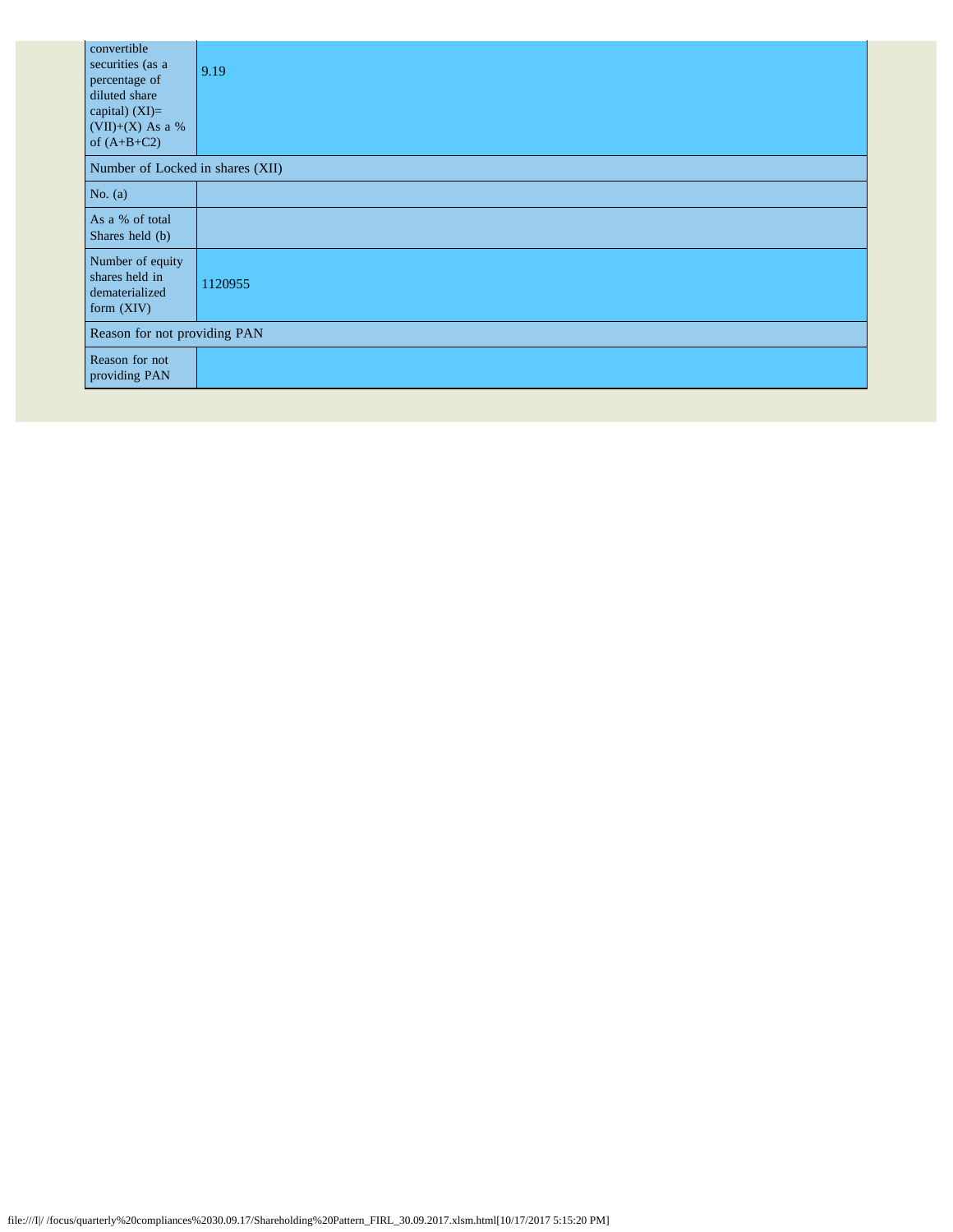| | |
|---|---|
| convertible securities (as a percentage of diluted share capital) (XI)= (VII)+(X) As a % of (A+B+C2) | 9.19 |
| Number of Locked in shares (XII) | |
| No. (a) | |
| As a % of total Shares held (b) | |
| Number of equity shares held in dematerialized form (XIV) | 1120955 |
| Reason for not providing PAN | |
| Reason for not providing PAN | |